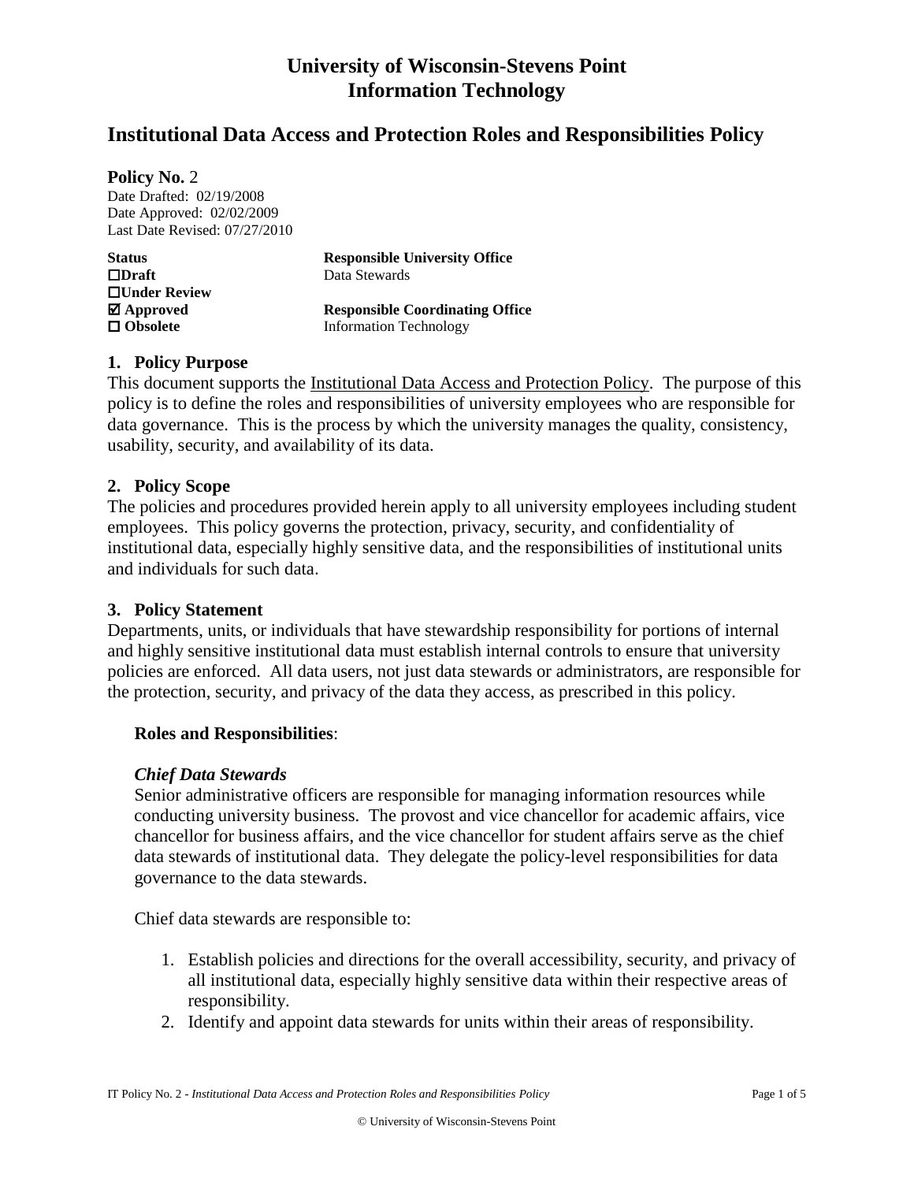# University of Wisconsin-Stevens Point
# Information Technology

## Institutional Data Access and Protection Roles and Responsibilities Policy

**Policy No.** 2
Date Drafted: 02/19/2008
Date Approved: 02/02/2009
Last Date Revised: 07/27/2010

| **Status** | **Responsible University Office** |
|---|---|
| ☐**Draft** | Data Stewards |
| ☐**Under Review** | |
| ☑ **Approved** | **Responsible Coordinating Office** |
| ☐ **Obsolete** | Information Technology |

### 1. Policy Purpose

This document supports the Institutional Data Access and Protection Policy. The purpose of this policy is to define the roles and responsibilities of university employees who are responsible for data governance. This is the process by which the university manages the quality, consistency, usability, security, and availability of its data.

### 2. Policy Scope

The policies and procedures provided herein apply to all university employees including student employees. This policy governs the protection, privacy, security, and confidentiality of institutional data, especially highly sensitive data, and the responsibilities of institutional units and individuals for such data.

### 3. Policy Statement

Departments, units, or individuals that have stewardship responsibility for portions of internal and highly sensitive institutional data must establish internal controls to ensure that university policies are enforced. All data users, not just data stewards or administrators, are responsible for the protection, security, and privacy of the data they access, as prescribed in this policy.

**Roles and Responsibilities**:

***Chief Data Stewards***

Senior administrative officers are responsible for managing information resources while conducting university business. The provost and vice chancellor for academic affairs, vice chancellor for business affairs, and the vice chancellor for student affairs serve as the chief data stewards of institutional data. They delegate the policy-level responsibilities for data governance to the data stewards.

Chief data stewards are responsible to:

1. Establish policies and directions for the overall accessibility, security, and privacy of all institutional data, especially highly sensitive data within their respective areas of responsibility.
2. Identify and appoint data stewards for units within their areas of responsibility.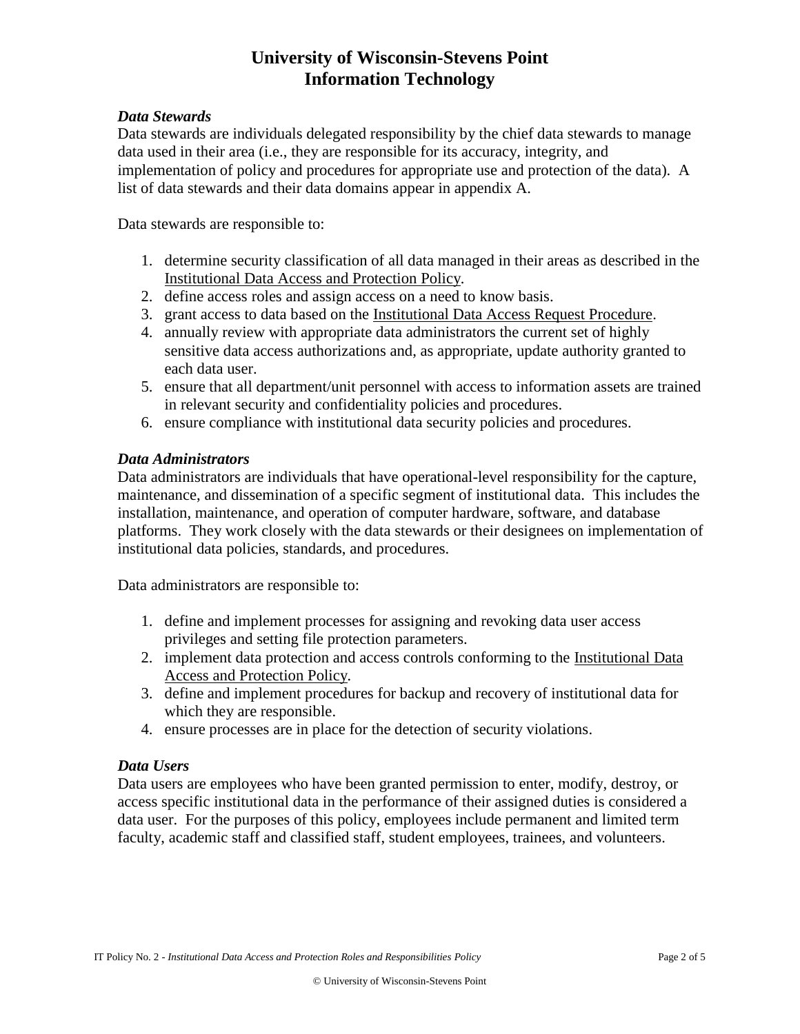### *Data Stewards*

Data stewards are individuals delegated responsibility by the chief data stewards to manage data used in their area (i.e., they are responsible for its accuracy, integrity, and implementation of policy and procedures for appropriate use and protection of the data). A list of data stewards and their data domains appear in appendix A.

Data stewards are responsible to:

1. determine security classification of all data managed in their areas as described in the Institutional Data Access and Protection Policy.
2. define access roles and assign access on a need to know basis.
3. grant access to data based on the Institutional Data Access Request Procedure.
4. annually review with appropriate data administrators the current set of highly sensitive data access authorizations and, as appropriate, update authority granted to each data user.
5. ensure that all department/unit personnel with access to information assets are trained in relevant security and confidentiality policies and procedures.
6. ensure compliance with institutional data security policies and procedures.

### *Data Administrators*

Data administrators are individuals that have operational-level responsibility for the capture, maintenance, and dissemination of a specific segment of institutional data. This includes the installation, maintenance, and operation of computer hardware, software, and database platforms. They work closely with the data stewards or their designees on implementation of institutional data policies, standards, and procedures.

Data administrators are responsible to:

1. define and implement processes for assigning and revoking data user access privileges and setting file protection parameters.
2. implement data protection and access controls conforming to the Institutional Data Access and Protection Policy.
3. define and implement procedures for backup and recovery of institutional data for which they are responsible.
4. ensure processes are in place for the detection of security violations.

### *Data Users*

Data users are employees who have been granted permission to enter, modify, destroy, or access specific institutional data in the performance of their assigned duties is considered a data user. For the purposes of this policy, employees include permanent and limited term faculty, academic staff and classified staff, student employees, trainees, and volunteers.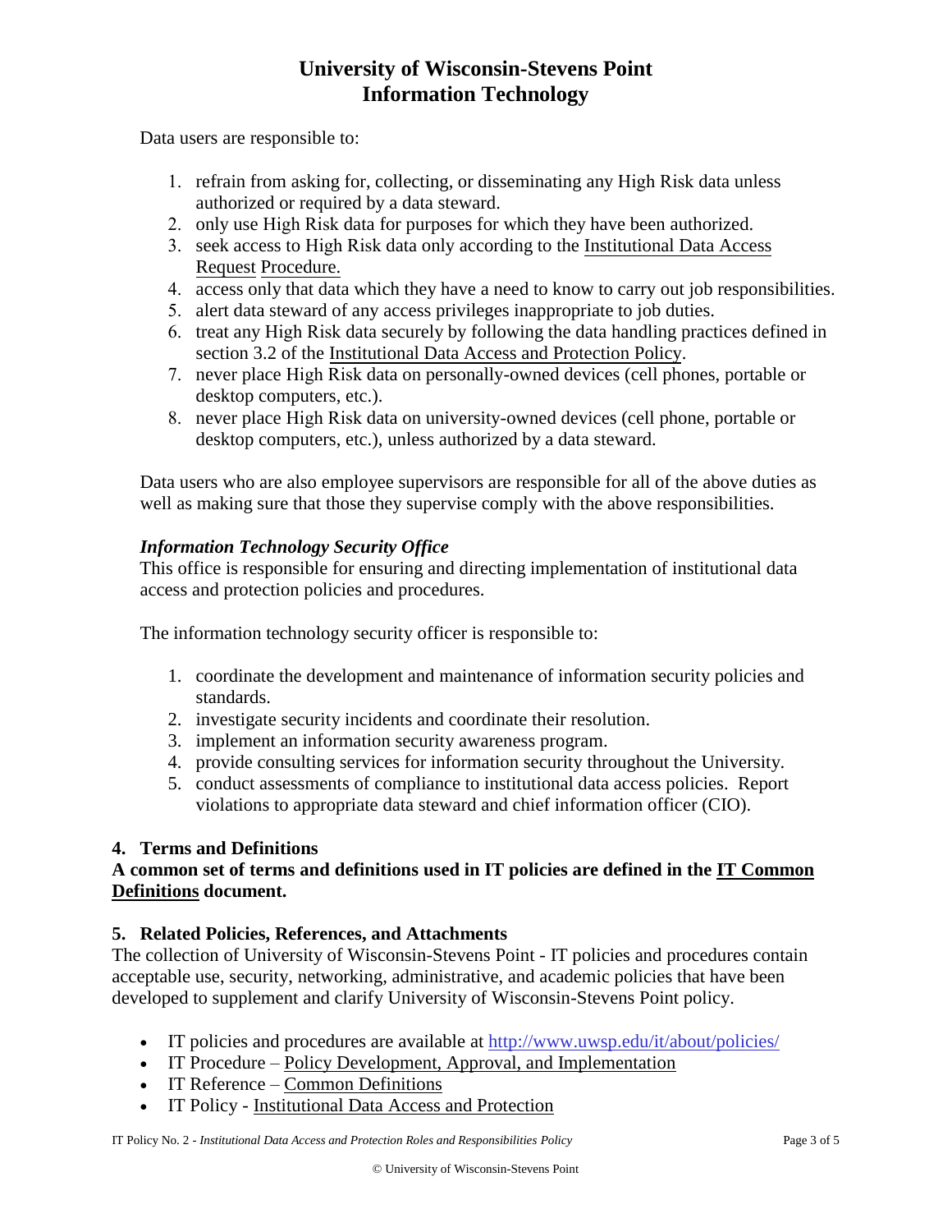Data users are responsible to:

1. refrain from asking for, collecting, or disseminating any High Risk data unless authorized or required by a data steward.
2. only use High Risk data for purposes for which they have been authorized.
3. seek access to High Risk data only according to the Institutional Data Access Request Procedure.
4. access only that data which they have a need to know to carry out job responsibilities.
5. alert data steward of any access privileges inappropriate to job duties.
6. treat any High Risk data securely by following the data handling practices defined in section 3.2 of the Institutional Data Access and Protection Policy.
7. never place High Risk data on personally-owned devices (cell phones, portable or desktop computers, etc.).
8. never place High Risk data on university-owned devices (cell phone, portable or desktop computers, etc.), unless authorized by a data steward.

Data users who are also employee supervisors are responsible for all of the above duties as well as making sure that those they supervise comply with the above responsibilities.

***Information Technology Security Office***

This office is responsible for ensuring and directing implementation of institutional data access and protection policies and procedures.

The information technology security officer is responsible to:

1. coordinate the development and maintenance of information security policies and standards.
2. investigate security incidents and coordinate their resolution.
3. implement an information security awareness program.
4. provide consulting services for information security throughout the University.
5. conduct assessments of compliance to institutional data access policies. Report violations to appropriate data steward and chief information officer (CIO).

## 4. Terms and Definitions

**A common set of terms and definitions used in IT policies are defined in the IT Common Definitions document.**

## 5. Related Policies, References, and Attachments

The collection of University of Wisconsin-Stevens Point - IT policies and procedures contain acceptable use, security, networking, administrative, and academic policies that have been developed to supplement and clarify University of Wisconsin-Stevens Point policy.

- IT policies and procedures are available at http://www.uwsp.edu/it/about/policies/
- IT Procedure – Policy Development, Approval, and Implementation
- IT Reference – Common Definitions
- IT Policy - Institutional Data Access and Protection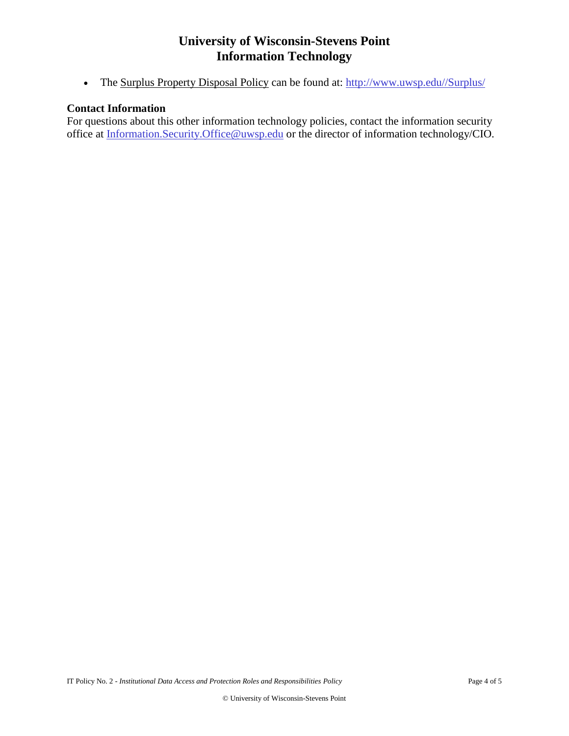- The Surplus Property Disposal Policy can be found at: http://www.uwsp.edu//Surplus/

## Contact Information

For questions about this other information technology policies, contact the information security office at Information.Security.Office@uwsp.edu or the director of information technology/CIO.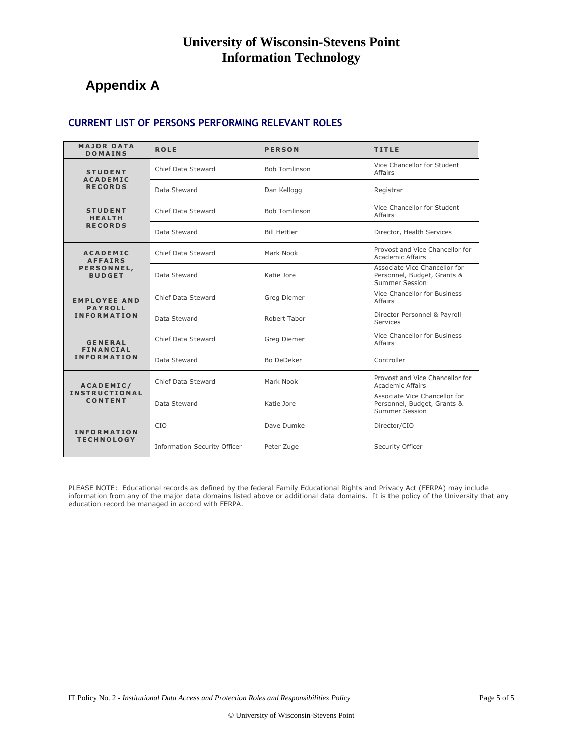# University of Wisconsin-Stevens Point
# Information Technology

## Appendix A

### CURRENT LIST OF PERSONS PERFORMING RELEVANT ROLES

| MAJOR DATA DOMAINS | ROLE | PERSON | TITLE |
|---|---|---|---|
| STUDENT ACADEMIC RECORDS | Chief Data Steward | Bob Tomlinson | Vice Chancellor for Student Affairs |
| | Data Steward | Dan Kellogg | Registrar |
| STUDENT HEALTH RECORDS | Chief Data Steward | Bob Tomlinson | Vice Chancellor for Student Affairs |
| | Data Steward | Bill Hettler | Director, Health Services |
| ACADEMIC AFFAIRS PERSONNEL, BUDGET | Chief Data Steward | Mark Nook | Provost and Vice Chancellor for Academic Affairs |
| | Data Steward | Katie Jore | Associate Vice Chancellor for Personnel, Budget, Grants & Summer Session |
| EMPLOYEE AND PAYROLL INFORMATION | Chief Data Steward | Greg Diemer | Vice Chancellor for Business Affairs |
| | Data Steward | Robert Tabor | Director Personnel & Payroll Services |
| GENERAL FINANCIAL INFORMATION | Chief Data Steward | Greg Diemer | Vice Chancellor for Business Affairs |
| | Data Steward | Bo DeDeker | Controller |
| ACADEMIC/ INSTRUCTIONAL CONTENT | Chief Data Steward | Mark Nook | Provost and Vice Chancellor for Academic Affairs |
| | Data Steward | Katie Jore | Associate Vice Chancellor for Personnel, Budget, Grants & Summer Session |
| INFORMATION TECHNOLOGY | CIO | Dave Dumke | Director/CIO |
| | Information Security Officer | Peter Zuge | Security Officer |

PLEASE NOTE: Educational records as defined by the federal Family Educational Rights and Privacy Act (FERPA) may include information from any of the major data domains listed above or additional data domains. It is the policy of the University that any education record be managed in accord with FERPA.

IT Policy No. 2 - *Institutional Data Access and Protection Roles and Responsibilities Policy*

© University of Wisconsin-Stevens Point